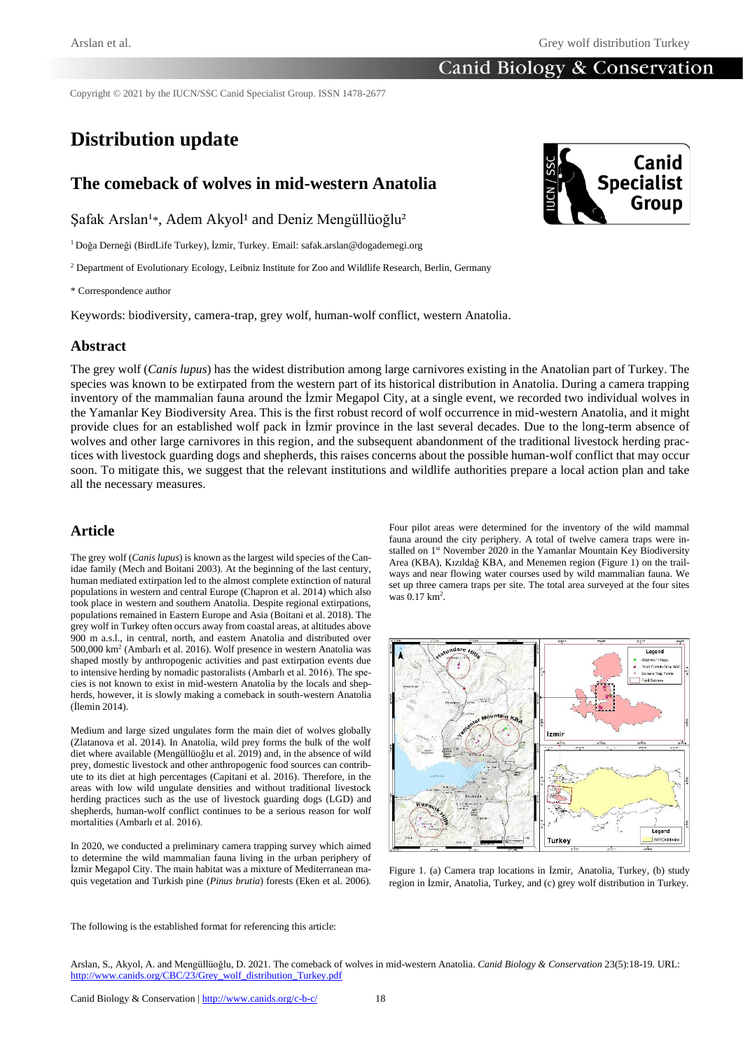Copyright © 2021 by the IUCN/SSC Canid Specialist Group. ISSN 1478-2677

# Distribution update

## The comeback of wolves in mid-western Anatolia

Şafak Arslan[1]*, Adem Akyol[1] and Deniz Mengüllüoğlu[2]

[1] Doğa Derneği (BirdLife Turkey), İzmir, Turkey. Email: safak.arslan@dogadernegi.org

[2] Department of Evolutionary Ecology, Leibniz Institute for Zoo and Wildlife Research, Berlin, Germany

* Correspondence author

Keywords: biodiversity, camera-trap, grey wolf, human-wolf conflict, western Anatolia.

### Abstract

The grey wolf (*Canis lupus*) has the widest distribution among large carnivores existing in the Anatolian part of Turkey. The species was known to be extirpated from the western part of its historical distribution in Anatolia. During a camera trapping inventory of the mammalian fauna around the İzmir Megapol City, at a single event, we recorded two individual wolves in the Yamanlar Key Biodiversity Area. This is the first robust record of wolf occurrence in mid-western Anatolia, and it might provide clues for an established wolf pack in İzmir province in the last several decades. Due to the long-term absence of wolves and other large carnivores in this region, and the subsequent abandonment of the traditional livestock herding practices with livestock guarding dogs and shepherds, this raises concerns about the possible human-wolf conflict that may occur soon. To mitigate this, we suggest that the relevant institutions and wildlife authorities prepare a local action plan and take all the necessary measures.

### Article

The grey wolf (*Canis lupus*) is known as the largest wild species of the Canidae family (Mech and Boitani 2003). At the beginning of the last century, human mediated extirpation led to the almost complete extinction of natural populations in western and central Europe (Chapron et al. 2014) which also took place in western and southern Anatolia. Despite regional extirpations, populations remained in Eastern Europe and Asia (Boitani et al. 2018). The grey wolf in Turkey often occurs away from coastal areas, at altitudes above 900 m a.s.l., in central, north, and eastern Anatolia and distributed over 500,000 km$^2$ (Ambarlı et al. 2016). Wolf presence in western Anatolia was shaped mostly by anthropogenic activities and past extirpation events due to intensive herding by nomadic pastoralists (Ambarlı et al. 2016). The species is not known to exist in mid-western Anatolia by the locals and shepherds, however, it is slowly making a comeback in south-western Anatolia (İlemin 2014).

Medium and large sized ungulates form the main diet of wolves globally (Zlatanova et al. 2014). In Anatolia, wild prey forms the bulk of the wolf diet where available (Mengüllüoğlu et al. 2019) and, in the absence of wild prey, domestic livestock and other anthropogenic food sources can contribute to its diet at high percentages (Capitani et al. 2016). Therefore, in the areas with low wild ungulate densities and without traditional livestock herding practices such as the use of livestock guarding dogs (LGD) and shepherds, human-wolf conflict continues to be a serious reason for wolf mortalities (Ambarlı et al. 2016).

In 2020, we conducted a preliminary camera trapping survey which aimed to determine the wild mammalian fauna living in the urban periphery of İzmir Megapol City. The main habitat was a mixture of Mediterranean maquis vegetation and Turkish pine (*Pinus brutia*) forests (Eken et al. 2006). Four pilot areas were determined for the inventory of the wild mammal fauna around the city periphery. A total of twelve camera traps were installed on 1$^{st}$ November 2020 in the Yamanlar Mountain Key Biodiversity Area (KBA), Kızıldağ KBA, and Menemen region (Figure 1) on the trailways and near flowing water courses used by wild mammalian fauna. We set up three camera traps per site. The total area surveyed at the four sites was 0.17 km$^2$.

Figure 1. (a) Camera trap locations in İzmir, Anatolia, Turkey, (b) study region in İzmir, Anatolia, Turkey, and (c) grey wolf distribution in Turkey.

The following is the established format for referencing this article:

Arslan, S., Akyol, A. and Mengüllüoğlu, D. 2021. The comeback of wolves in mid-western Anatolia. *Canid Biology & Conservation* 23(5):18-19. URL: http://www.canids.org/CBC/23/Grey_wolf_distribution_Turkey.pdf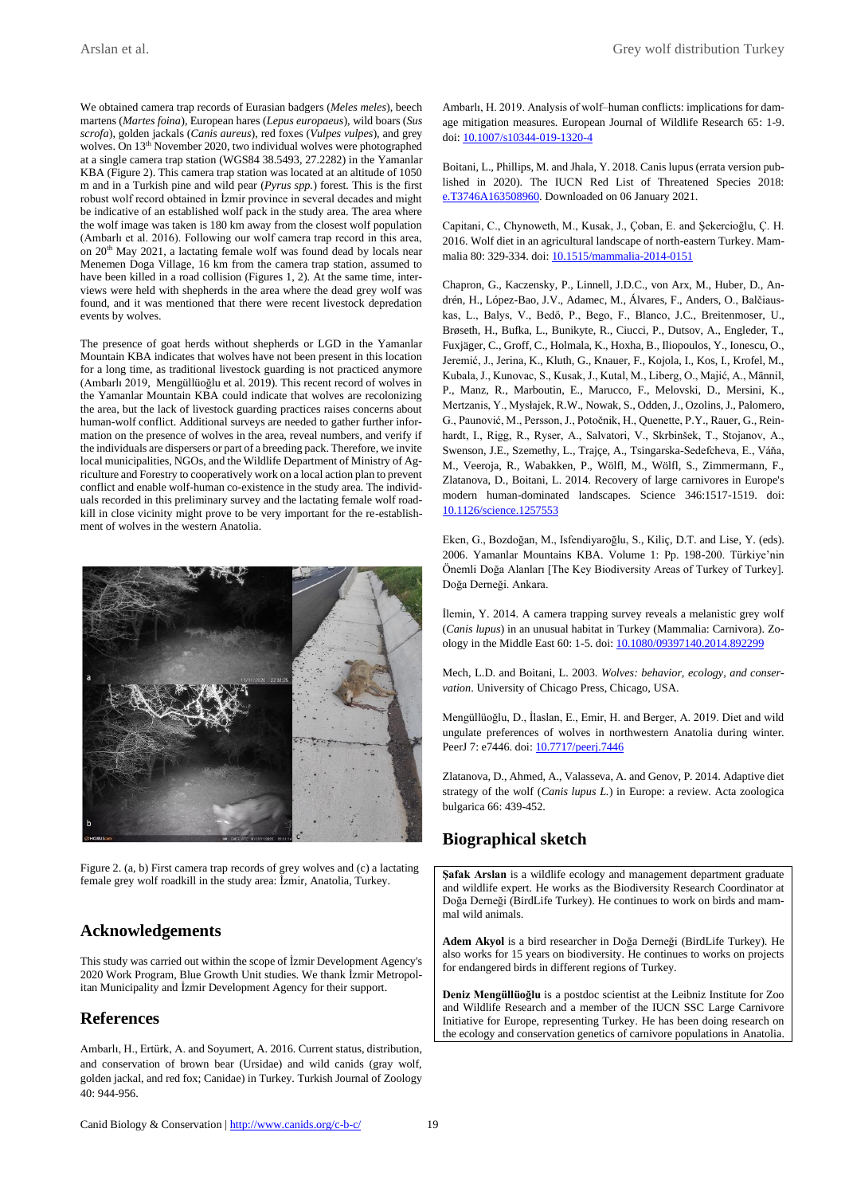We obtained camera trap records of Eurasian badgers (*Meles meles*), beech martens (*Martes foina*), European hares (*Lepus europaeus*), wild boars (*Sus scrofa*), golden jackals (*Canis aureus*), red foxes (*Vulpes vulpes*), and grey wolves. On 13th November 2020, two individual wolves were photographed at a single camera trap station (WGS84 38.5493, 27.2282) in the Yamanlar KBA (Figure 2). This camera trap station was located at an altitude of 1050 m and in a Turkish pine and wild pear (*Pyrus spp.*) forest. This is the first robust wolf record obtained in İzmir province in several decades and might be indicative of an established wolf pack in the study area. The area where the wolf image was taken is 180 km away from the closest wolf population (Ambarlı et al. 2016). Following our wolf camera trap record in this area, on 20th May 2021, a lactating female wolf was found dead by locals near Menemen Doga Village, 16 km from the camera trap station, assumed to have been killed in a road collision (Figures 1, 2). At the same time, interviews were held with shepherds in the area where the dead grey wolf was found, and it was mentioned that there were recent livestock depredation events by wolves.

The presence of goat herds without shepherds or LGD in the Yamanlar Mountain KBA indicates that wolves have not been present in this location for a long time, as traditional livestock guarding is not practiced anymore (Ambarlı 2019, Mengüllüoğlu et al. 2019). This recent record of wolves in the Yamanlar Mountain KBA could indicate that wolves are recolonizing the area, but the lack of livestock guarding practices raises concerns about human-wolf conflict. Additional surveys are needed to gather further information on the presence of wolves in the area, reveal numbers, and verify if the individuals are dispersers or part of a breeding pack. Therefore, we invite local municipalities, NGOs, and the Wildlife Department of Ministry of Agriculture and Forestry to cooperatively work on a local action plan to prevent conflict and enable wolf-human co-existence in the study area. The individuals recorded in this preliminary survey and the lactating female wolf roadkill in close vicinity might prove to be very important for the re-establishment of wolves in the western Anatolia.

Figure 2. (a, b) First camera trap records of grey wolves and (c) a lactating female grey wolf roadkill in the study area: İzmir, Anatolia, Turkey.

## Acknowledgements

This study was carried out within the scope of İzmir Development Agency's 2020 Work Program, Blue Growth Unit studies. We thank İzmir Metropolitan Municipality and İzmir Development Agency for their support.

## References

Ambarlı, H., Ertürk, A. and Soyumert, A. 2016. Current status, distribution, and conservation of brown bear (Ursidae) and wild canids (gray wolf, golden jackal, and red fox; Canidae) in Turkey. Turkish Journal of Zoology 40: 944-956.

Ambarlı, H. 2019. Analysis of wolf–human conflicts: implications for damage mitigation measures. European Journal of Wildlife Research 65: 1-9. doi: 10.1007/s10344-019-1320-4

Boitani, L., Phillips, M. and Jhala, Y. 2018. Canis lupus (errata version published in 2020). The IUCN Red List of Threatened Species 2018: e.T3746A163508960. Downloaded on 06 January 2021.

Capitani, C., Chynoweth, M., Kusak, J., Çoban, E. and Şekercioğlu, Ç. H. 2016. Wolf diet in an agricultural landscape of north-eastern Turkey. Mammalia 80: 329-334. doi: 10.1515/mammalia-2014-0151

Chapron, G., Kaczensky, P., Linnell, J.D.C., von Arx, M., Huber, D., Andrén, H., López-Bao, J.V., Adamec, M., Álvares, F., Anders, O., Balčiauskas, L., Balys, V., Bedő, P., Bego, F., Blanco, J.C., Breitenmoser, U., Brøseth, H., Bufka, L., Bunikyte, R., Ciucci, P., Dutsov, A., Engleder, T., Fuxjäger, C., Groff, C., Holmala, K., Hoxha, B., Iliopoulos, Y., Ionescu, O., Jeremić, J., Jerina, K., Kluth, G., Knauer, F., Kojola, I., Kos, I., Krofel, M., Kubala, J., Kunovac, S., Kusak, J., Kutal, M., Liberg, O., Majić, A., Männil, P., Manz, R., Marboutin, E., Marucco, F., Melovski, D., Mersini, K., Mertzanis, Y., Mysłajek, R.W., Nowak, S., Odden, J., Ozolins, J., Palomero, G., Paunović, M., Persson, J., Potočnik, H., Quenette, P.Y., Rauer, G., Reinhardt, I., Rigg, R., Ryser, A., Salvatori, V., Skrbinšek, T., Stojanov, A., Swenson, J.E., Szemethy, L., Trajçe, A., Tsingarska-Sedefcheva, E., Váňa, M., Veeroja, R., Wabakken, P., Wölfl, M., Wölfl, S., Zimmermann, F., Zlatanova, D., Boitani, L. 2014. Recovery of large carnivores in Europe's modern human-dominated landscapes. Science 346:1517-1519. doi: 10.1126/science.1257553

Eken, G., Bozdoğan, M., Isfendiyaroğlu, S., Kiliç, D.T. and Lise, Y. (eds). 2006. Yamanlar Mountains KBA. Volume 1: Pp. 198-200. Türkiye'nin Önemli Doğa Alanları [The Key Biodiversity Areas of Turkey of Turkey]. Doğa Derneği. Ankara.

İlemin, Y. 2014. A camera trapping survey reveals a melanistic grey wolf (*Canis lupus*) in an unusual habitat in Turkey (Mammalia: Carnivora). Zoology in the Middle East 60: 1-5. doi: 10.1080/09397140.2014.892299

Mech, L.D. and Boitani, L. 2003. *Wolves: behavior, ecology, and conservation*. University of Chicago Press, Chicago, USA.

Mengüllüoğlu, D., İlaslan, E., Emir, H. and Berger, A. 2019. Diet and wild ungulate preferences of wolves in northwestern Anatolia during winter. PeerJ 7: e7446. doi: 10.7717/peerj.7446

Zlatanova, D., Ahmed, A., Valasseva, A. and Genov, P. 2014. Adaptive diet strategy of the wolf (*Canis lupus L.*) in Europe: a review. Acta zoologica bulgarica 66: 439-452.

## Biographical sketch

**Şafak Arslan** is a wildlife ecology and management department graduate and wildlife expert. He works as the Biodiversity Research Coordinator at Doğa Derneği (BirdLife Turkey). He continues to work on birds and mammal wild animals.

**Adem Akyol** is a bird researcher in Doğa Derneği (BirdLife Turkey). He also works for 15 years on biodiversity. He continues to works on projects for endangered birds in different regions of Turkey.

**Deniz Mengüllüoğlu** is a postdoc scientist at the Leibniz Institute for Zoo and Wildlife Research and a member of the IUCN SSC Large Carnivore Initiative for Europe, representing Turkey. He has been doing research on the ecology and conservation genetics of carnivore populations in Anatolia.